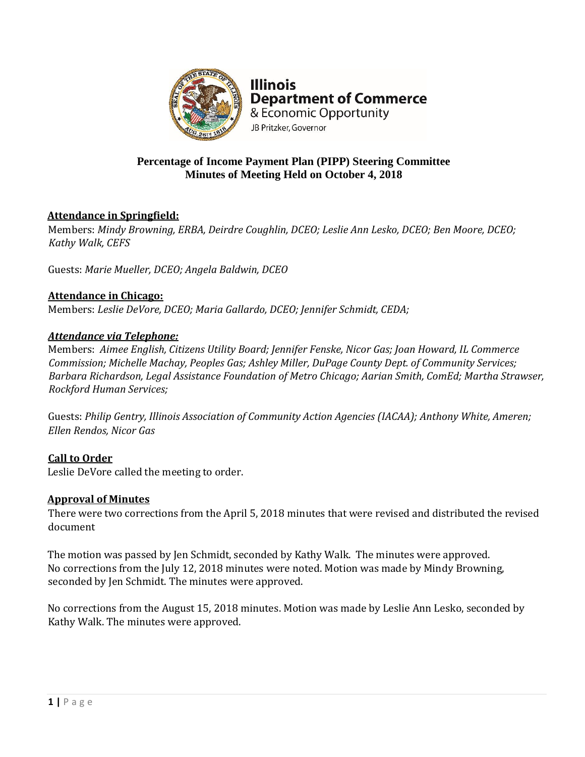**Illinois Department of Commerce & Economic Opportunity**
JB Pritzker, Governor

# Percentage of Income Payment Plan (PIPP) Steering Committee
## Minutes of Meeting Held on October 4, 2018

**Attendance in Springfield:**

Members: *Mindy Browning, ERBA, Deirdre Coughlin, DCEO; Leslie Ann Lesko, DCEO; Ben Moore, DCEO; Kathy Walk, CEFS*

Guests: *Marie Mueller, DCEO; Angela Baldwin, DCEO*

**Attendance in Chicago:**

Members: *Leslie DeVore, DCEO; Maria Gallardo, DCEO; Jennifer Schmidt, CEDA;*

***Attendance via Telephone:***

Members: *Aimee English, Citizens Utility Board; Jennifer Fenske, Nicor Gas; Joan Howard, IL Commerce Commission; Michelle Machay, Peoples Gas; Ashley Miller, DuPage County Dept. of Community Services; Barbara Richardson, Legal Assistance Foundation of Metro Chicago; Aarian Smith, ComEd; Martha Strawser, Rockford Human Services;*

Guests: *Philip Gentry, Illinois Association of Community Action Agencies (IACAA); Anthony White, Ameren; Ellen Rendos, Nicor Gas*

**Call to Order**

Leslie DeVore called the meeting to order.

**Approval of Minutes**

There were two corrections from the April 5, 2018 minutes that were revised and distributed the revised document

The motion was passed by Jen Schmidt, seconded by Kathy Walk. The minutes were approved.
No corrections from the July 12, 2018 minutes were noted. Motion was made by Mindy Browning, seconded by Jen Schmidt. The minutes were approved.

No corrections from the August 15, 2018 minutes. Motion was made by Leslie Ann Lesko, seconded by Kathy Walk. The minutes were approved.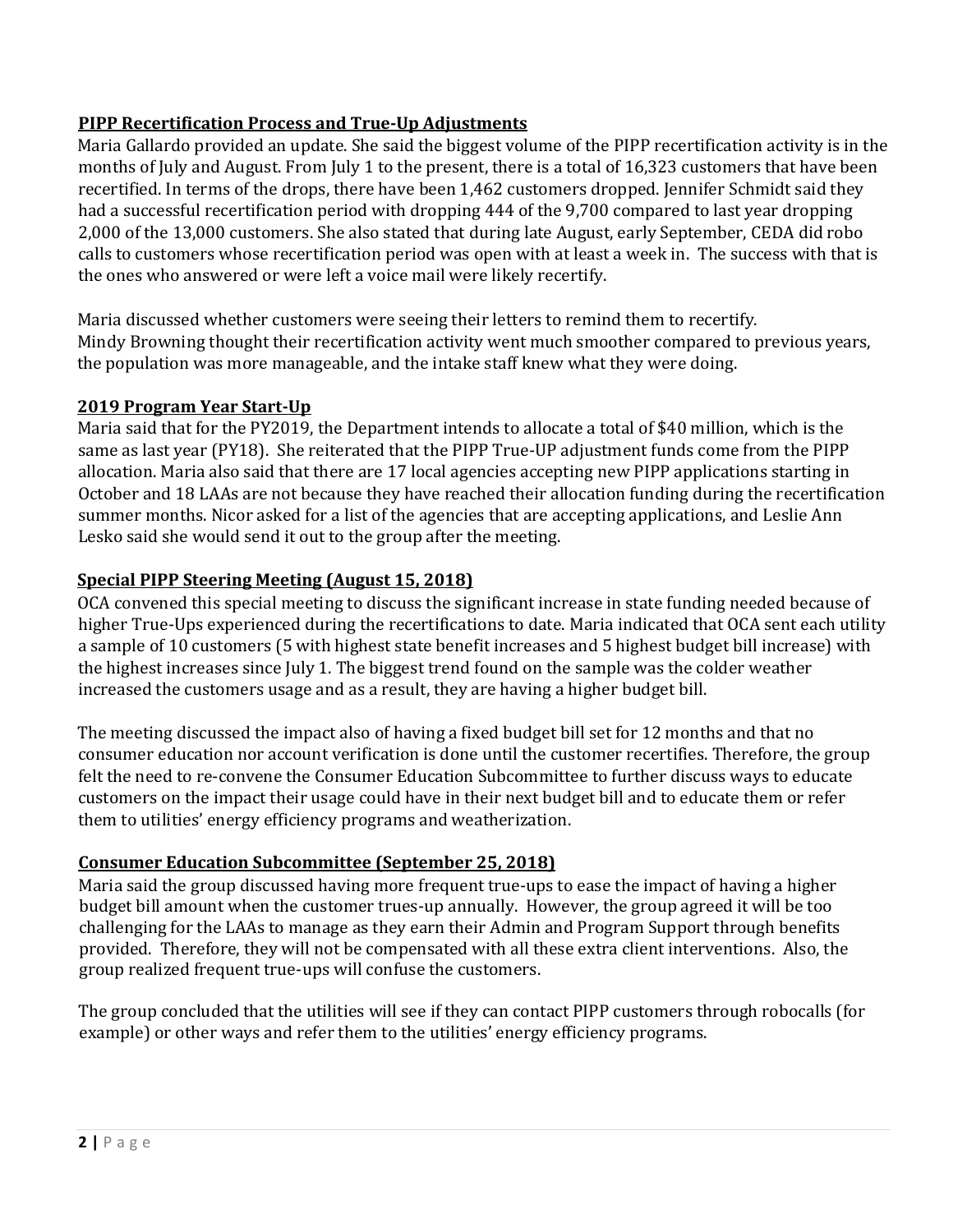**PIPP Recertification Process and True-Up Adjustments**

Maria Gallardo provided an update. She said the biggest volume of the PIPP recertification activity is in the months of July and August. From July 1 to the present, there is a total of 16,323 customers that have been recertified. In terms of the drops, there have been 1,462 customers dropped. Jennifer Schmidt said they had a successful recertification period with dropping 444 of the 9,700 compared to last year dropping 2,000 of the 13,000 customers. She also stated that during late August, early September, CEDA did robo calls to customers whose recertification period was open with at least a week in. The success with that is the ones who answered or were left a voice mail were likely recertify.

Maria discussed whether customers were seeing their letters to remind them to recertify.
Mindy Browning thought their recertification activity went much smoother compared to previous years, the population was more manageable, and the intake staff knew what they were doing.

**2019 Program Year Start-Up**

Maria said that for the PY2019, the Department intends to allocate a total of $40 million, which is the same as last year (PY18). She reiterated that the PIPP True-UP adjustment funds come from the PIPP allocation. Maria also said that there are 17 local agencies accepting new PIPP applications starting in October and 18 LAAs are not because they have reached their allocation funding during the recertification summer months. Nicor asked for a list of the agencies that are accepting applications, and Leslie Ann Lesko said she would send it out to the group after the meeting.

**Special PIPP Steering Meeting (August 15, 2018)**

OCA convened this special meeting to discuss the significant increase in state funding needed because of higher True-Ups experienced during the recertifications to date. Maria indicated that OCA sent each utility a sample of 10 customers (5 with highest state benefit increases and 5 highest budget bill increase) with the highest increases since July 1. The biggest trend found on the sample was the colder weather increased the customers usage and as a result, they are having a higher budget bill.

The meeting discussed the impact also of having a fixed budget bill set for 12 months and that no consumer education nor account verification is done until the customer recertifies. Therefore, the group felt the need to re-convene the Consumer Education Subcommittee to further discuss ways to educate customers on the impact their usage could have in their next budget bill and to educate them or refer them to utilities' energy efficiency programs and weatherization.

**Consumer Education Subcommittee (September 25, 2018)**

Maria said the group discussed having more frequent true-ups to ease the impact of having a higher budget bill amount when the customer trues-up annually. However, the group agreed it will be too challenging for the LAAs to manage as they earn their Admin and Program Support through benefits provided. Therefore, they will not be compensated with all these extra client interventions. Also, the group realized frequent true-ups will confuse the customers.

The group concluded that the utilities will see if they can contact PIPP customers through robocalls (for example) or other ways and refer them to the utilities' energy efficiency programs.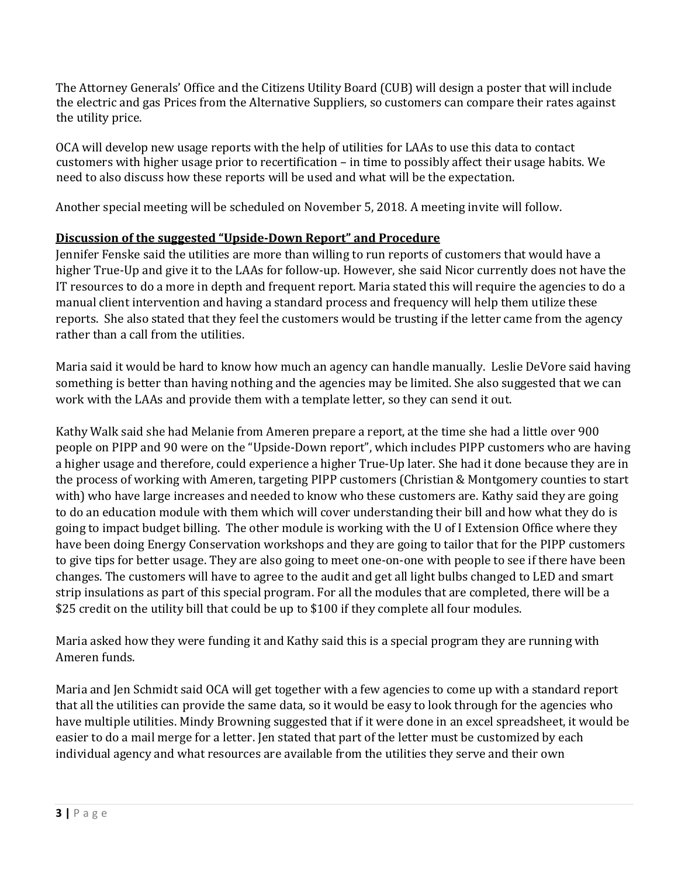The Attorney Generals' Office and the Citizens Utility Board (CUB) will design a poster that will include the electric and gas Prices from the Alternative Suppliers, so customers can compare their rates against the utility price.

OCA will develop new usage reports with the help of utilities for LAAs to use this data to contact customers with higher usage prior to recertification – in time to possibly affect their usage habits. We need to also discuss how these reports will be used and what will be the expectation.

Another special meeting will be scheduled on November 5, 2018. A meeting invite will follow.

**Discussion of the suggested "Upside-Down Report" and Procedure**

Jennifer Fenske said the utilities are more than willing to run reports of customers that would have a higher True-Up and give it to the LAAs for follow-up. However, she said Nicor currently does not have the IT resources to do a more in depth and frequent report. Maria stated this will require the agencies to do a manual client intervention and having a standard process and frequency will help them utilize these reports. She also stated that they feel the customers would be trusting if the letter came from the agency rather than a call from the utilities.

Maria said it would be hard to know how much an agency can handle manually. Leslie DeVore said having something is better than having nothing and the agencies may be limited. She also suggested that we can work with the LAAs and provide them with a template letter, so they can send it out.

Kathy Walk said she had Melanie from Ameren prepare a report, at the time she had a little over 900 people on PIPP and 90 were on the "Upside-Down report", which includes PIPP customers who are having a higher usage and therefore, could experience a higher True-Up later. She had it done because they are in the process of working with Ameren, targeting PIPP customers (Christian & Montgomery counties to start with) who have large increases and needed to know who these customers are. Kathy said they are going to do an education module with them which will cover understanding their bill and how what they do is going to impact budget billing. The other module is working with the U of I Extension Office where they have been doing Energy Conservation workshops and they are going to tailor that for the PIPP customers to give tips for better usage. They are also going to meet one-on-one with people to see if there have been changes. The customers will have to agree to the audit and get all light bulbs changed to LED and smart strip insulations as part of this special program. For all the modules that are completed, there will be a $25 credit on the utility bill that could be up to $100 if they complete all four modules.

Maria asked how they were funding it and Kathy said this is a special program they are running with Ameren funds.

Maria and Jen Schmidt said OCA will get together with a few agencies to come up with a standard report that all the utilities can provide the same data, so it would be easy to look through for the agencies who have multiple utilities. Mindy Browning suggested that if it were done in an excel spreadsheet, it would be easier to do a mail merge for a letter. Jen stated that part of the letter must be customized by each individual agency and what resources are available from the utilities they serve and their own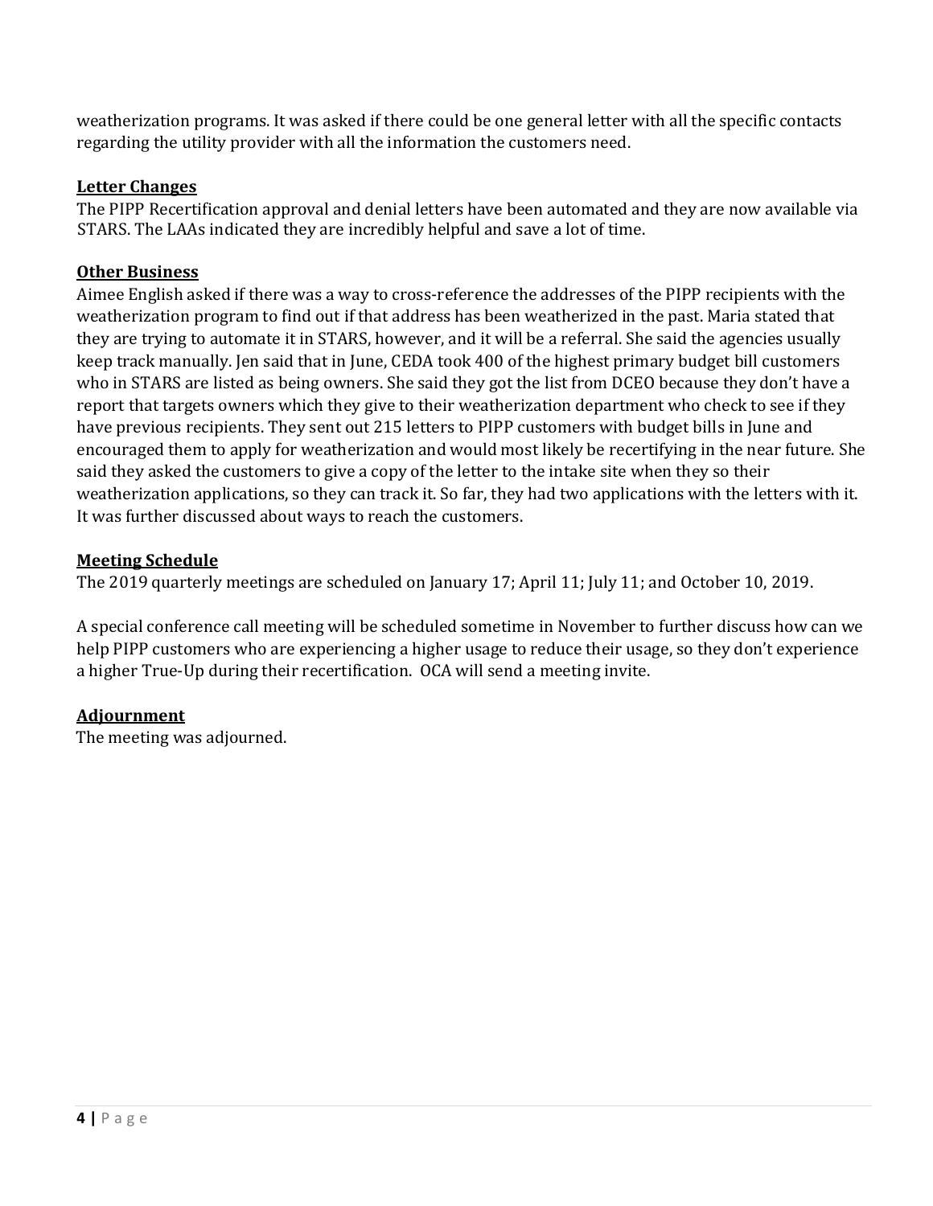weatherization programs. It was asked if there could be one general letter with all the specific contacts regarding the utility provider with all the information the customers need.

**Letter Changes**

The PIPP Recertification approval and denial letters have been automated and they are now available via STARS. The LAAs indicated they are incredibly helpful and save a lot of time.

**Other Business**

Aimee English asked if there was a way to cross-reference the addresses of the PIPP recipients with the weatherization program to find out if that address has been weatherized in the past. Maria stated that they are trying to automate it in STARS, however, and it will be a referral. She said the agencies usually keep track manually. Jen said that in June, CEDA took 400 of the highest primary budget bill customers who in STARS are listed as being owners. She said they got the list from DCEO because they don't have a report that targets owners which they give to their weatherization department who check to see if they have previous recipients. They sent out 215 letters to PIPP customers with budget bills in June and encouraged them to apply for weatherization and would most likely be recertifying in the near future. She said they asked the customers to give a copy of the letter to the intake site when they so their weatherization applications, so they can track it. So far, they had two applications with the letters with it. It was further discussed about ways to reach the customers.

**Meeting Schedule**

The 2019 quarterly meetings are scheduled on January 17; April 11; July 11; and October 10, 2019.

A special conference call meeting will be scheduled sometime in November to further discuss how can we help PIPP customers who are experiencing a higher usage to reduce their usage, so they don't experience a higher True-Up during their recertification. OCA will send a meeting invite.

**Adjournment**

The meeting was adjourned.